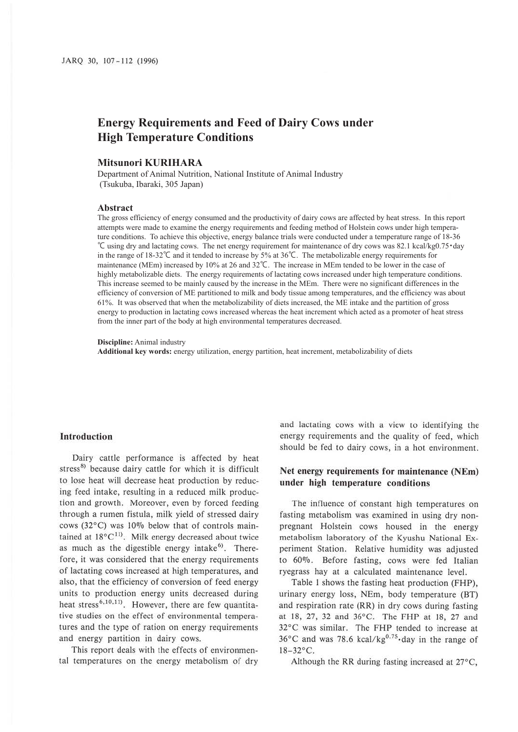# Energy Requirements and Feed of Dairy Cows under High Temperature Conditions

**Mitsunori KURIHARA**

Department of Animal Nutrition, National Institute of Animal Industry (Tsukuba, Ibaraki, 305 Japan)

## Abstract

The gross efficiency of energy consumed and the productivity of dairy cows are affected by heat stress. In this report attempts were made to examine the energy requirements and feeding method of Holstein cows under high temperature conditions. To achieve this objective, energy balance trials were conducted under a temperature range of 18-36℃ using dry and lactating cows. The net energy requirement for maintenance of dry cows was 82.1 kcal/kg$^{0.75}$·day in the range of 18-32℃ and it tended to increase by 5% at 36℃. The metabolizable energy requirements for maintenance (MEm) increased by 10% at 26 and 32℃. The increase in MEm tended to be lower in the case of highly metabolizable diets. The energy requirements of lactating cows increased under high temperature conditions. This increase seemed to be mainly caused by the increase in the MEm. There were no significant differences in the efficiency of conversion of ME partitioned to milk and body tissue among temperatures, and the efficiency was about 61%. It was observed that when the metabolizability of diets increased, the ME intake and the partition of gross energy to production in lactating cows increased whereas the heat increment which acted as a promoter of heat stress from the inner part of the body at high environmental temperatures decreased.

**Discipline:** Animal industry
**Additional key words:** energy utilization, energy partition, heat increment, metabolizability of diets

## Introduction

Dairy cattle performance is affected by heat stress[8] because dairy cattle for which it is difficult to lose heat will decrease heat production by reducing feed intake, resulting in a reduced milk production and growth. Moreover, even by forced feeding through a rumen fistula, milk yield of stressed dairy cows (32°C) was 10% below that of controls maintained at 18°C[11]. Milk energy decreased about twice as much as the digestible energy intake[6]. Therefore, it was considered that the energy requirements of lactating cows increased at high temperatures, and also, that the efficiency of conversion of feed energy units to production energy units decreased during heat stress[6,10,11]. However, there are few quantitative studies on the effect of environmental temperatures and the type of ration on energy requirements and energy partition in dairy cows.

This report deals with the effects of environmental temperatures on the energy metabolism of dry and lactating cows with a view to identifying the energy requirements and the quality of feed, which should be fed to dairy cows, in a hot environment.

## Net energy requirements for maintenance (NEm) under high temperature conditions

The influence of constant high temperatures on fasting metabolism was examined in using dry non-pregnant Holstein cows housed in the energy metabolism laboratory of the Kyushu National Experiment Station. Relative humidity was adjusted to 60%. Before fasting, cows were fed Italian ryegrass hay at a calculated maintenance level.

Table 1 shows the fasting heat production (FHP), urinary energy loss, NEm, body temperature (BT) and respiration rate (RR) in dry cows during fasting at 18, 27, 32 and 36°C. The FHP at 18, 27 and 32°C was similar. The FHP tended to increase at 36°C and was 78.6 kcal/kg$^{0.75}$·day in the range of 18–32°C.

Although the RR during fasting increased at 27°C,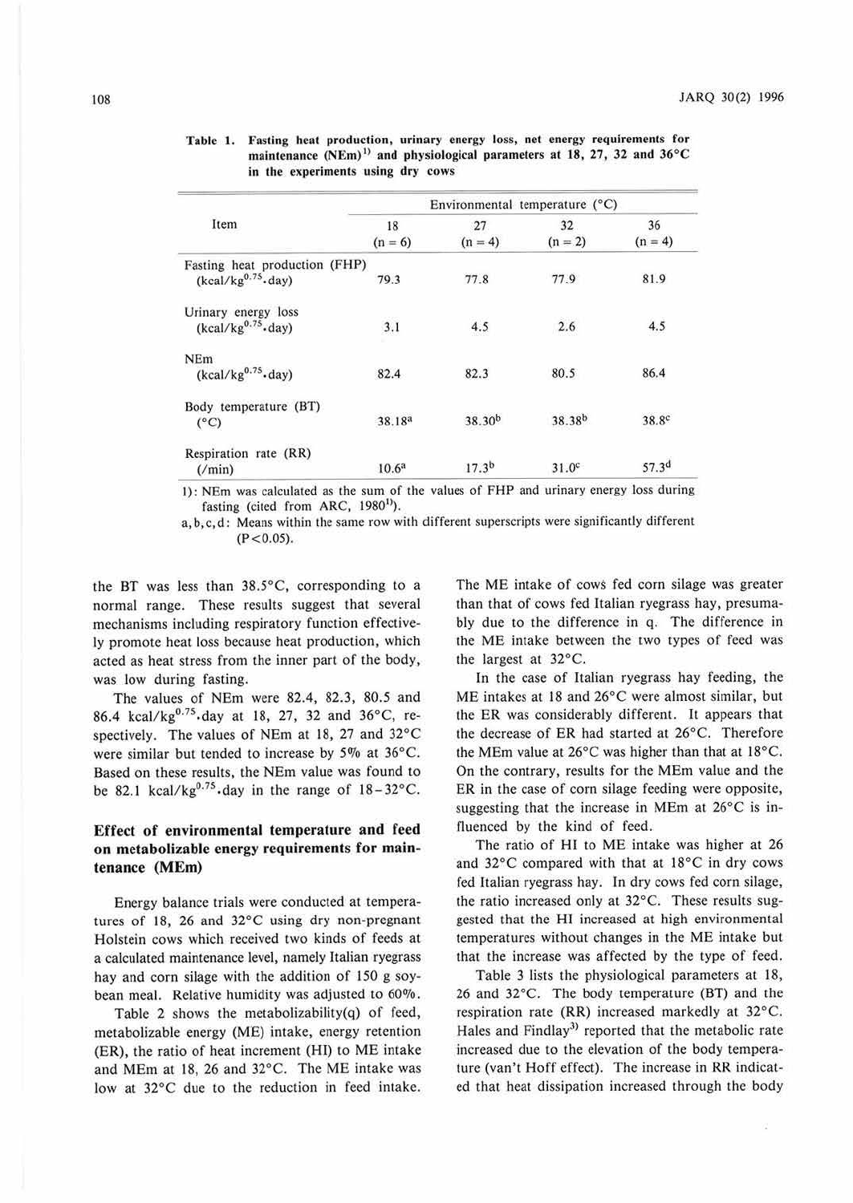Table 1. Fasting heat production, urinary energy loss, net energy requirements for maintenance (NEm)[1)] and physiological parameters at 18, 27, 32 and 36°C in the experiments using dry cows

| Item | Environmental temperature (°C) | | | |
|---|---|---|---|---|
| | 18 (n = 6) | 27 (n = 4) | 32 (n = 2) | 36 (n = 4) |
| Fasting heat production (FHP) (kcal/kg$^{0.75}$·day) | 79.3 | 77.8 | 77.9 | 81.9 |
| Urinary energy loss (kcal/kg$^{0.75}$·day) | 3.1 | 4.5 | 2.6 | 4.5 |
| NEm (kcal/kg$^{0.75}$·day) | 82.4 | 82.3 | 80.5 | 86.4 |
| Body temperature (BT) (°C) | 38.18[a] | 38.30[b] | 38.38[b] | 38.8[c] |
| Respiration rate (RR) (/min) | 10.6[a] | 17.3[b] | 31.0[c] | 57.3[d] |

1): NEm was calculated as the sum of the values of FHP and urinary energy loss during fasting (cited from ARC, 1980[1)]).

a, b, c, d: Means within the same row with different superscripts were significantly different ($P<0.05$).

the BT was less than 38.5°C, corresponding to a normal range. These results suggest that several mechanisms including respiratory function effectively promote heat loss because heat production, which acted as heat stress from the inner part of the body, was low during fasting.

The values of NEm were 82.4, 82.3, 80.5 and 86.4 kcal/kg$^{0.75}$.day at 18, 27, 32 and 36°C, respectively. The values of NEm at 18, 27 and 32°C were similar but tended to increase by 5% at 36°C. Based on these results, the NEm value was found to be 82.1 kcal/kg$^{0.75}$.day in the range of 18–32°C.

## Effect of environmental temperature and feed on metabolizable energy requirements for maintenance (MEm)

Energy balance trials were conducted at temperatures of 18, 26 and 32°C using dry non-pregnant Holstein cows which received two kinds of feeds at a calculated maintenance level, namely Italian ryegrass hay and corn silage with the addition of 150 g soybean meal. Relative humidity was adjusted to 60%.

Table 2 shows the metabolizability(q) of feed, metabolizable energy (ME) intake, energy retention (ER), the ratio of heat increment (HI) to ME intake and MEm at 18, 26 and 32°C. The ME intake was low at 32°C due to the reduction in feed intake. The ME intake of cows fed corn silage was greater than that of cows fed Italian ryegrass hay, presumably due to the difference in q. The difference in the ME intake between the two types of feed was the largest at 32°C.

In the case of Italian ryegrass hay feeding, the ME intakes at 18 and 26°C were almost similar, but the ER was considerably different. It appears that the decrease of ER had started at 26°C. Therefore the MEm value at 26°C was higher than that at 18°C. On the contrary, results for the MEm value and the ER in the case of corn silage feeding were opposite, suggesting that the increase in MEm at 26°C is influenced by the kind of feed.

The ratio of HI to ME intake was higher at 26 and 32°C compared with that at 18°C in dry cows fed Italian ryegrass hay. In dry cows fed corn silage, the ratio increased only at 32°C. These results suggested that the HI increased at high environmental temperatures without changes in the ME intake but that the increase was affected by the type of feed.

Table 3 lists the physiological parameters at 18, 26 and 32°C. The body temperature (BT) and the respiration rate (RR) increased markedly at 32°C. Hales and Findlay[3)] reported that the metabolic rate increased due to the elevation of the body temperature (van't Hoff effect). The increase in RR indicated that heat dissipation increased through the body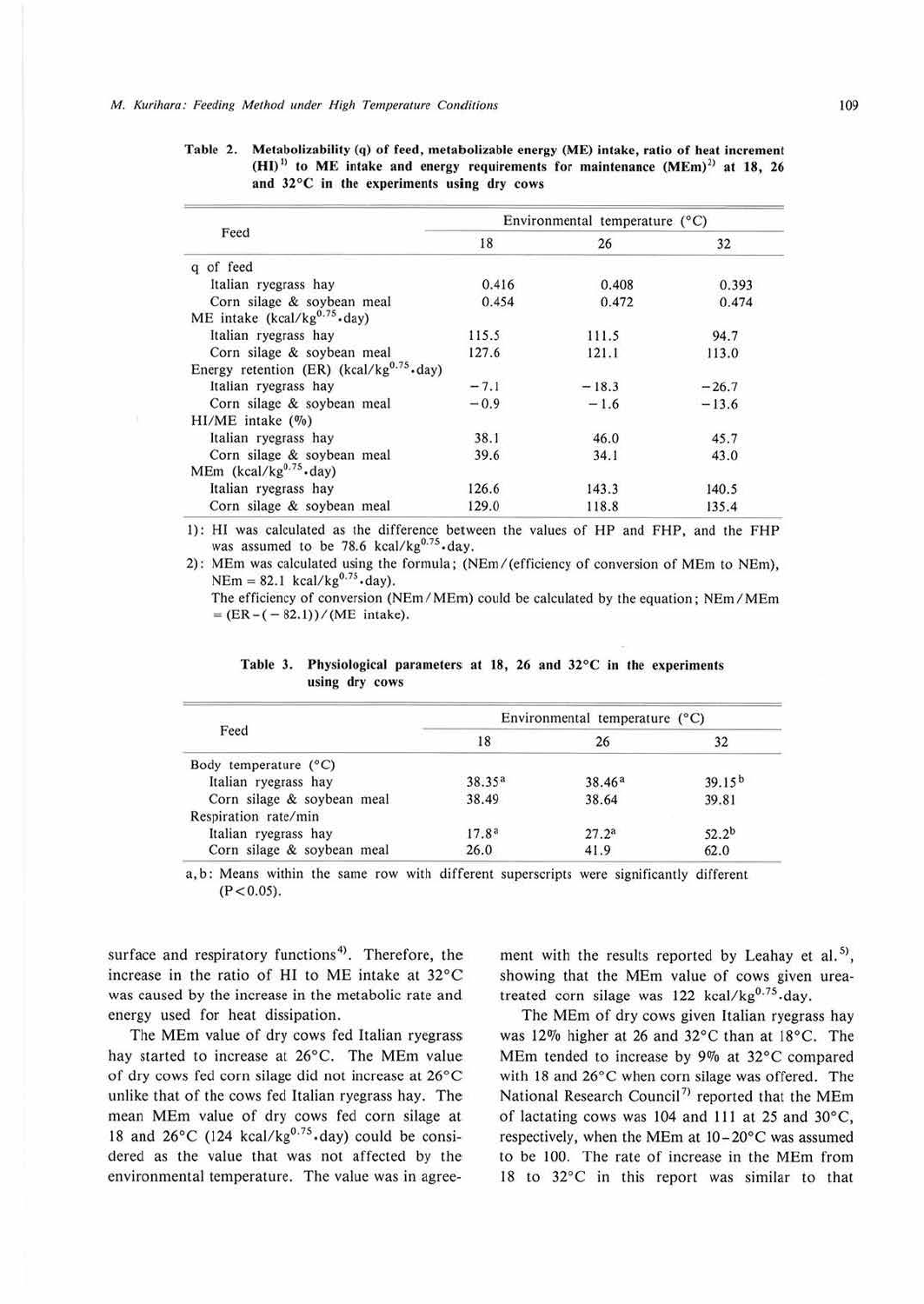**Table 2. Metabolizability (q) of feed, metabolizable energy (ME) intake, ratio of heat increment (HI)[1] to ME intake and energy requirements for maintenance (MEm)[2] at 18, 26 and 32°C in the experiments using dry cows**

| Feed | Environmental temperature (°C) | | |
|---|---|---|---|
| | 18 | 26 | 32 |
| q of feed | | | |
| Italian ryegrass hay | 0.416 | 0.408 | 0.393 |
| Corn silage & soybean meal | 0.454 | 0.472 | 0.474 |
| ME intake (kcal/kg$^{0.75}$·day) | | | |
| Italian ryegrass hay | 115.5 | 111.5 | 94.7 |
| Corn silage & soybean meal | 127.6 | 121.1 | 113.0 |
| Energy retention (ER) (kcal/kg$^{0.75}$·day) | | | |
| Italian ryegrass hay | −7.1 | −18.3 | −26.7 |
| Corn silage & soybean meal | −0.9 | −1.6 | −13.6 |
| HI/ME intake (%) | | | |
| Italian ryegrass hay | 38.1 | 46.0 | 45.7 |
| Corn silage & soybean meal | 39.6 | 34.1 | 43.0 |
| MEm (kcal/kg$^{0.75}$·day) | | | |
| Italian ryegrass hay | 126.6 | 143.3 | 140.5 |
| Corn silage & soybean meal | 129.0 | 118.8 | 135.4 |

1): HI was calculated as the difference between the values of HP and FHP, and the FHP was assumed to be 78.6 kcal/kg$^{0.75}$·day.

2): MEm was calculated using the formula; (NEm/(efficiency of conversion of MEm to NEm), NEm = 82.1 kcal/kg$^{0.75}$·day).
The efficiency of conversion (NEm/MEm) could be calculated by the equation; NEm/MEm = (ER − (− 82.1))/(ME intake).

**Table 3. Physiological parameters at 18, 26 and 32°C in the experiments using dry cows**

| Feed | Environmental temperature (°C) | | |
|---|---|---|---|
| | 18 | 26 | 32 |
| Body temperature (°C) | | | |
| Italian ryegrass hay | 38.35[a] | 38.46[a] | 39.15[b] |
| Corn silage & soybean meal | 38.49 | 38.64 | 39.81 |
| Respiration rate/min | | | |
| Italian ryegrass hay | 17.8[a] | 27.2[a] | 52.2[b] |
| Corn silage & soybean meal | 26.0 | 41.9 | 62.0 |

a, b: Means within the same row with different superscripts were significantly different ($P<0.05$).

surface and respiratory functions[4]. Therefore, the increase in the ratio of HI to ME intake at 32°C was caused by the increase in the metabolic rate and energy used for heat dissipation.

The MEm value of dry cows fed Italian ryegrass hay started to increase at 26°C. The MEm value of dry cows fed corn silage did not increase at 26°C unlike that of the cows fed Italian ryegrass hay. The mean MEm value of dry cows fed corn silage at 18 and 26°C (124 kcal/kg$^{0.75}$·day) could be considered as the value that was not affected by the environmental temperature. The value was in agreement with the results reported by Leahay et al.[5], showing that the MEm value of cows given urea-treated corn silage was 122 kcal/kg$^{0.75}$·day.

The MEm of dry cows given Italian ryegrass hay was 12% higher at 26 and 32°C than at 18°C. The MEm tended to increase by 9% at 32°C compared with 18 and 26°C when corn silage was offered. The National Research Council[7] reported that the MEm of lactating cows was 104 and 111 at 25 and 30°C, respectively, when the MEm at 10–20°C was assumed to be 100. The rate of increase in the MEm from 18 to 32°C in this report was similar to that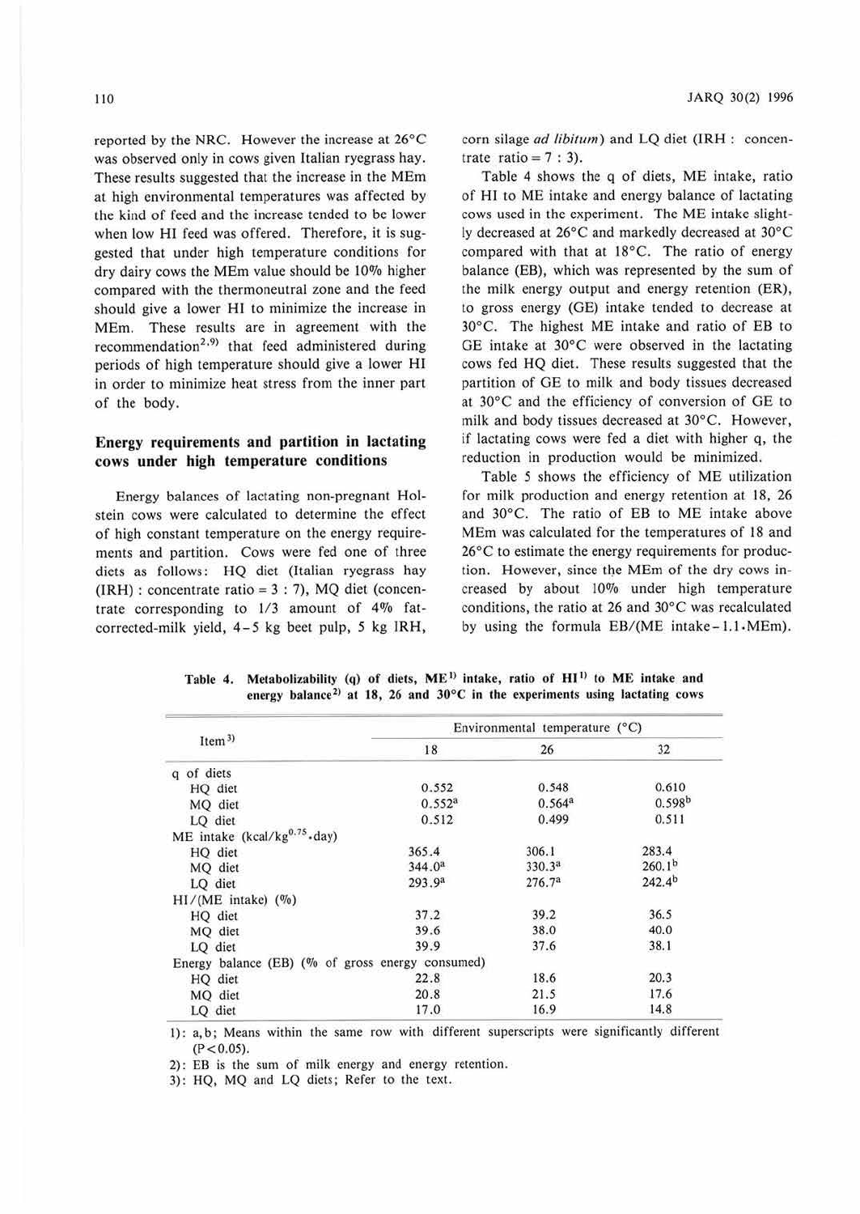reported by the NRC. However the increase at 26°C was observed only in cows given Italian ryegrass hay. These results suggested that the increase in the MEm at high environmental temperatures was affected by the kind of feed and the increase tended to be lower when low HI feed was offered. Therefore, it is suggested that under high temperature conditions for dry dairy cows the MEm value should be 10% higher compared with the thermoneutral zone and the feed should give a lower HI to minimize the increase in MEm. These results are in agreement with the recommendation[2,9] that feed administered during periods of high temperature should give a lower HI in order to minimize heat stress from the inner part of the body.

## Energy requirements and partition in lactating cows under high temperature conditions

Energy balances of lactating non-pregnant Holstein cows were calculated to determine the effect of high constant temperature on the energy requirements and partition. Cows were fed one of three diets as follows: HQ diet (Italian ryegrass hay (IRH) : concentrate ratio = 3 : 7), MQ diet (concentrate corresponding to 1/3 amount of 4% fat-corrected-milk yield, 4–5 kg beet pulp, 5 kg IRH, corn silage *ad libitum*) and LQ diet (IRH : concentrate ratio = 7 : 3).

Table 4 shows the q of diets, ME intake, ratio of HI to ME intake and energy balance of lactating cows used in the experiment. The ME intake slightly decreased at 26°C and markedly decreased at 30°C compared with that at 18°C. The ratio of energy balance (EB), which was represented by the sum of the milk energy output and energy retention (ER), to gross energy (GE) intake tended to decrease at 30°C. The highest ME intake and ratio of EB to GE intake at 30°C were observed in the lactating cows fed HQ diet. These results suggested that the partition of GE to milk and body tissues decreased at 30°C and the efficiency of conversion of GE to milk and body tissues decreased at 30°C. However, if lactating cows were fed a diet with higher q, the reduction in production would be minimized.

Table 5 shows the efficiency of ME utilization for milk production and energy retention at 18, 26 and 30°C. The ratio of EB to ME intake above MEm was calculated for the temperatures of 18 and 26°C to estimate the energy requirements for production. However, since the MEm of the dry cows increased by about 10% under high temperature conditions, the ratio at 26 and 30°C was recalculated by using the formula EB/(ME intake − 1.1·MEm).

Table 4. Metabolizability (q) of diets, ME[1] intake, ratio of HI[1] to ME intake and energy balance[2] at 18, 26 and 30°C in the experiments using lactating cows

| Item[3] | Environmental temperature (°C) | | |
|---|---|---|---|
| | 18 | 26 | 32 |
| q of diets | | | |
| HQ diet | 0.552 | 0.548 | 0.610 |
| MQ diet | 0.552[a] | 0.564[a] | 0.598[b] |
| LQ diet | 0.512 | 0.499 | 0.511 |
| ME intake ($kcal/kg^{0.75}\cdot day$) | | | |
| HQ diet | 365.4 | 306.1 | 283.4 |
| MQ diet | 344.0[a] | 330.3[a] | 260.1[b] |
| LQ diet | 293.9[a] | 276.7[a] | 242.4[b] |
| HI/(ME intake) (%) | | | |
| HQ diet | 37.2 | 39.2 | 36.5 |
| MQ diet | 39.6 | 38.0 | 40.0 |
| LQ diet | 39.9 | 37.6 | 38.1 |
| Energy balance (EB) (% of gross energy consumed) | | | |
| HQ diet | 22.8 | 18.6 | 20.3 |
| MQ diet | 20.8 | 21.5 | 17.6 |
| LQ diet | 17.0 | 16.9 | 14.8 |

1): a, b; Means within the same row with different superscripts were significantly different ($P<0.05$).
2): EB is the sum of milk energy and energy retention.
3): HQ, MQ and LQ diets; Refer to the text.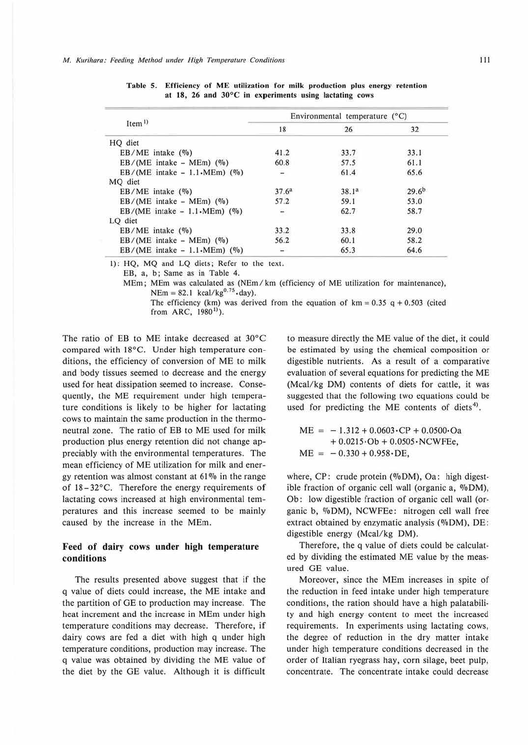**Table 5. Efficiency of ME utilization for milk production plus energy retention at 18, 26 and 30°C in experiments using lactating cows**

| Item[1)] | Environmental temperature (°C) | | |
|---|---|---|---|
| | 18 | 26 | 32 |
| HQ diet | | | |
| EB/ME intake (%) | 41.2 | 33.7 | 33.1 |
| EB/(ME intake − MEm) (%) | 60.8 | 57.5 | 61.1 |
| EB/(ME intake − 1.1·MEm) (%) | - | 61.4 | 65.6 |
| MQ diet | | | |
| EB/ME intake (%) | 37.6[a] | 38.1[a] | 29.6[b] |
| EB/(ME intake − MEm) (%) | 57.2 | 59.1 | 53.0 |
| EB/(ME intake − 1.1·MEm) (%) | - | 62.7 | 58.7 |
| LQ diet | | | |
| EB/ME intake (%) | 33.2 | 33.8 | 29.0 |
| EB/(ME intake − MEm) (%) | 56.2 | 60.1 | 58.2 |
| EB/(ME intake − 1.1·MEm) (%) | - | 65.3 | 64.6 |

1): HQ, MQ and LQ diets; Refer to the text.
EB, a, b; Same as in Table 4.
MEm; MEm was calculated as (NEm/km (efficiency of ME utilization for maintenance), NEm = 82.1 $kcal/kg^{0.75}\cdot day$).
The efficiency (km) was derived from the equation of km = 0.35 q + 0.503 (cited from ARC, 1980[1)]).

The ratio of EB to ME intake decreased at 30°C compared with 18°C. Under high temperature conditions, the efficiency of conversion of ME to milk and body tissues seemed to decrease and the energy used for heat dissipation seemed to increase. Consequently, the ME requirement under high temperature conditions is likely to be higher for lactating cows to maintain the same production in the thermoneutral zone. The ratio of EB to ME used for milk production plus energy retention did not change appreciably with the environmental temperatures. The mean efficiency of ME utilization for milk and energy retention was almost constant at 61% in the range of 18–32°C. Therefore the energy requirements of lactating cows increased at high environmental temperatures and this increase seemed to be mainly caused by the increase in the MEm.

## Feed of dairy cows under high temperature conditions

The results presented above suggest that if the q value of diets could increase, the ME intake and the partition of GE to production may increase. The heat increment and the increase in MEm under high temperature conditions may decrease. Therefore, if dairy cows are fed a diet with high q under high temperature conditions, production may increase. The q value was obtained by dividing the ME value of the diet by the GE value. Although it is difficult to measure directly the ME value of the diet, it could be estimated by using the chemical composition or digestible nutrients. As a result of a comparative evaluation of several equations for predicting the ME (Mcal/kg DM) contents of diets for cattle, it was suggested that the following two equations could be used for predicting the ME contents of diets[4)].

$$ME = -1.312 + 0.0603 \cdot CP + 0.0500 \cdot Oa + 0.0215 \cdot Ob + 0.0505 \cdot NCWFEe,$$

$$ME = -0.330 + 0.958 \cdot DE,$$

where, CP: crude protein (%DM), Oa: high digestible fraction of organic cell wall (organic a, %DM), Ob: low digestible fraction of organic cell wall (organic b, %DM), NCWFEe: nitrogen cell wall free extract obtained by enzymatic analysis (%DM), DE: digestible energy (Mcal/kg DM).

Therefore, the q value of diets could be calculated by dividing the estimated ME value by the measured GE value.

Moreover, since the MEm increases in spite of the reduction in feed intake under high temperature conditions, the ration should have a high palatability and high energy content to meet the increased requirements. In experiments using lactating cows, the degree of reduction in the dry matter intake under high temperature conditions decreased in the order of Italian ryegrass hay, corn silage, beet pulp, concentrate. The concentrate intake could decrease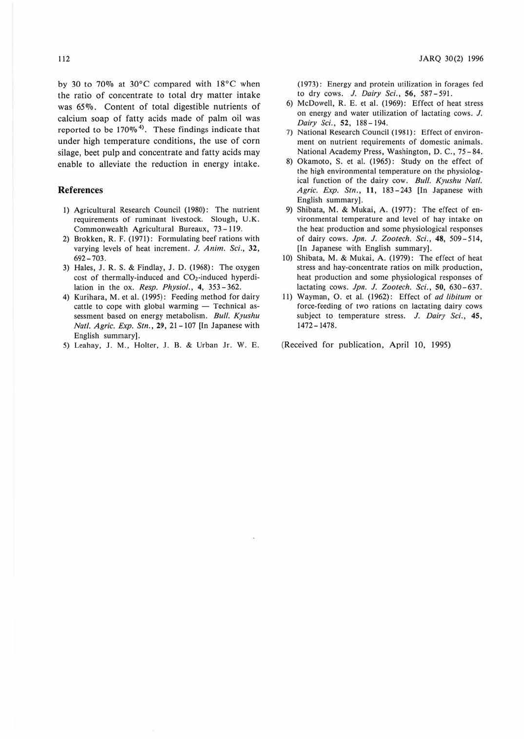by 30 to 70% at 30°C compared with 18°C when the ratio of concentrate to total dry matter intake was 65%. Content of total digestible nutrients of calcium soap of fatty acids made of palm oil was reported to be 170%[4]. These findings indicate that under high temperature conditions, the use of corn silage, beet pulp and concentrate and fatty acids may enable to alleviate the reduction in energy intake.

## References

1) Agricultural Research Council (1980): The nutrient requirements of ruminant livestock. Slough, U.K. Commonwealth Agricultural Bureaux, 73–119.
2) Brokken, R. F. (1971): Formulating beef rations with varying levels of heat increment. *J. Anim. Sci.*, **32**, 692–703.
3) Hales, J. R. S. & Findlay, J. D. (1968): The oxygen cost of thermally-induced and $CO_2$-induced hyperdilation in the ox. *Resp. Physiol.*, **4**, 353–362.
4) Kurihara, M. et al. (1995): Feeding method for dairy cattle to cope with global warming — Technical assessment based on energy metabolism. *Bull. Kyushu Natl. Agric. Exp. Stn.*, **29**, 21–107 [In Japanese with English summary].
5) Leahay, J. M., Holter, J. B. & Urban Jr. W. E. (1973): Energy and protein utilization in forages fed to dry cows. *J. Dairy Sci.*, **56**, 587–591.
6) McDowell, R. E. et al. (1969): Effect of heat stress on energy and water utilization of lactating cows. *J. Dairy Sci.*, **52**, 188–194.
7) National Research Council (1981): Effect of environment on nutrient requirements of domestic animals. National Academy Press, Washington, D. C., 75–84.
8) Okamoto, S. et al. (1965): Study on the effect of the high environmental temperature on the physiological function of the dairy cow. *Bull. Kyushu Natl. Agric. Exp. Stn.*, **11**, 183–243 [In Japanese with English summary].
9) Shibata, M. & Mukai, A. (1977): The effect of environmental temperature and level of hay intake on the heat production and some physiological responses of dairy cows. *Jpn. J. Zootech. Sci.*, **48**, 509–514, [In Japanese with English summary].
10) Shibata, M. & Mukai, A. (1979): The effect of heat stress and hay-concentrate ratios on milk production, heat production and some physiological responses of lactating cows. *Jpn. J. Zootech. Sci.*, **50**, 630–637.
11) Wayman, O. et al. (1962): Effect of *ad libitum* or force-feeding of two rations on lactating dairy cows subject to temperature stress. *J. Dairy Sci.*, **45**, 1472–1478.

(Received for publication, April 10, 1995)